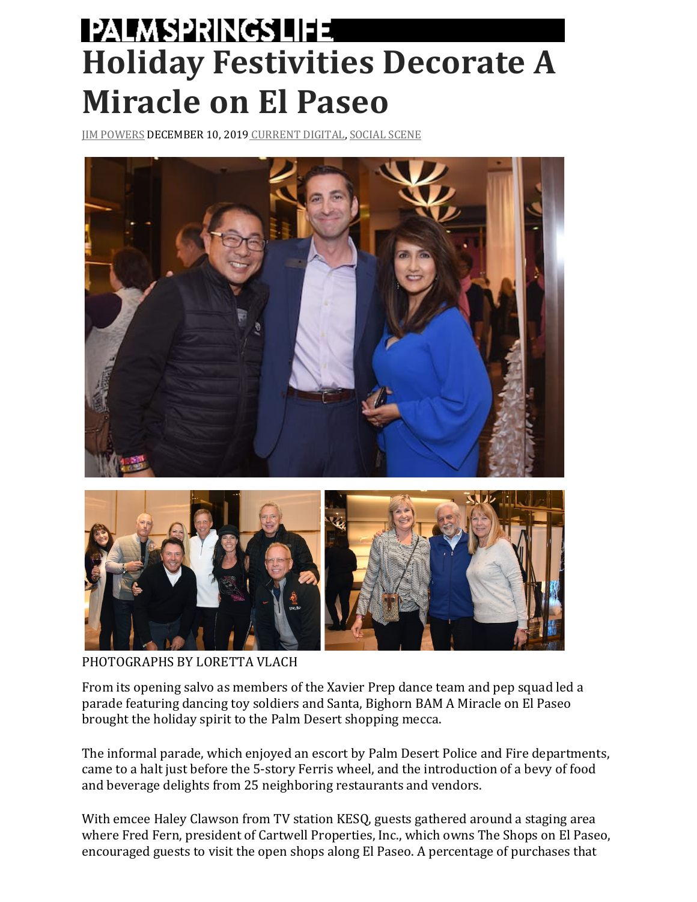PALMSPRINGSLIFE

# Holiday Festivities Decorate A Miracle on El Paseo

JIM POWERS DECEMBER 10, 2019 CURRENT DIGITAL, SOCIAL SCENE

PHOTOGRAPHS BY LORETTA VLACH

From its opening salvo as members of the Xavier Prep dance team and pep squad led a parade featuring dancing toy soldiers and Santa, Bighorn BAM A Miracle on El Paseo brought the holiday spirit to the Palm Desert shopping mecca.

The informal parade, which enjoyed an escort by Palm Desert Police and Fire departments, came to a halt just before the 5-story Ferris wheel, and the introduction of a bevy of food and beverage delights from 25 neighboring restaurants and vendors.

With emcee Haley Clawson from TV station KESQ, guests gathered around a staging area where Fred Fern, president of Cartwell Properties, Inc., which owns The Shops on El Paseo, encouraged guests to visit the open shops along El Paseo. A percentage of purchases that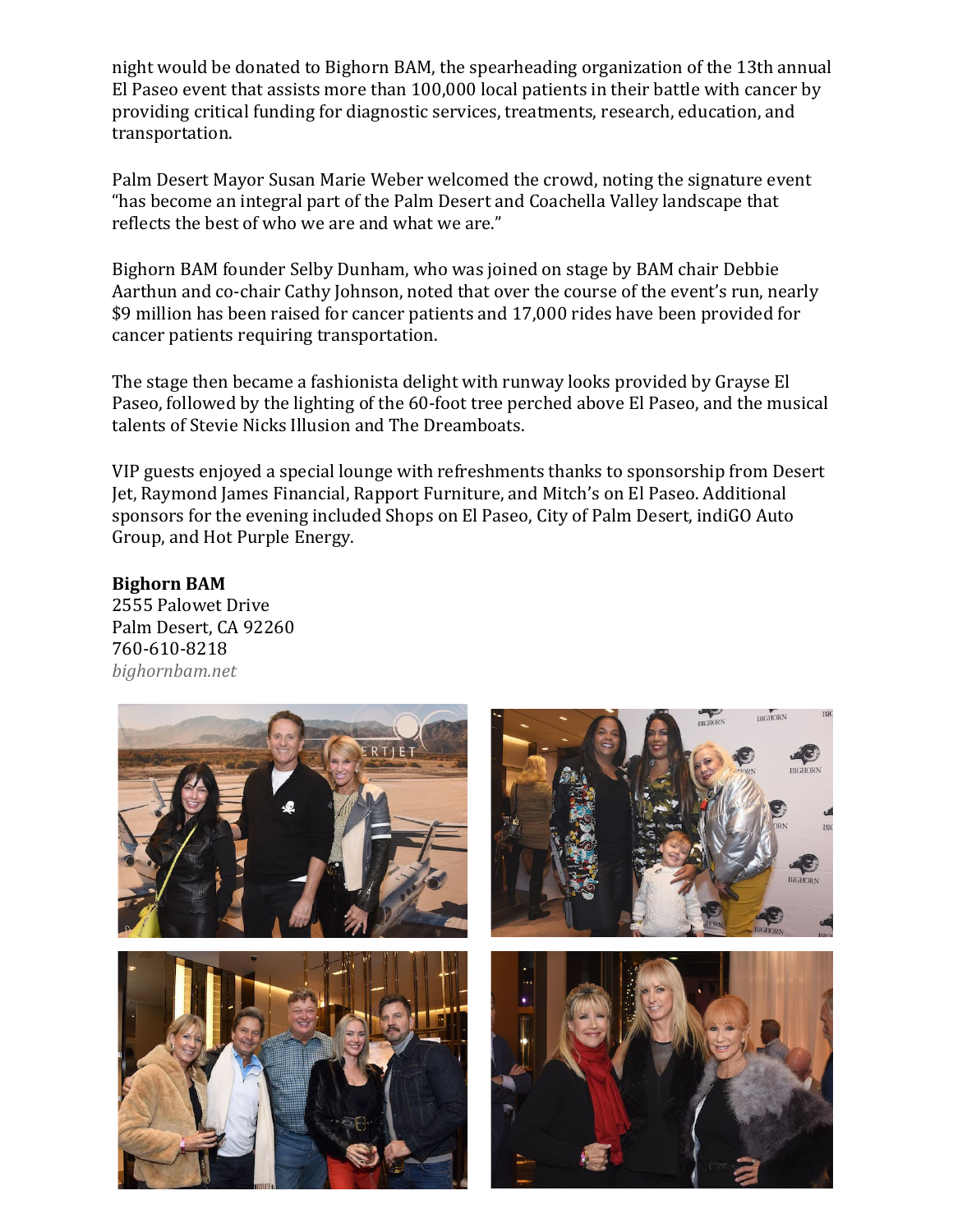night would be donated to Bighorn BAM, the spearheading organization of the 13th annual El Paseo event that assists more than 100,000 local patients in their battle with cancer by providing critical funding for diagnostic services, treatments, research, education, and transportation.

Palm Desert Mayor Susan Marie Weber welcomed the crowd, noting the signature event "has become an integral part of the Palm Desert and Coachella Valley landscape that reflects the best of who we are and what we are."

Bighorn BAM founder Selby Dunham, who was joined on stage by BAM chair Debbie Aarthun and co-chair Cathy Johnson, noted that over the course of the event's run, nearly $9 million has been raised for cancer patients and 17,000 rides have been provided for cancer patients requiring transportation.

The stage then became a fashionista delight with runway looks provided by Grayse El Paseo, followed by the lighting of the 60-foot tree perched above El Paseo, and the musical talents of Stevie Nicks Illusion and The Dreamboats.

VIP guests enjoyed a special lounge with refreshments thanks to sponsorship from Desert Jet, Raymond James Financial, Rapport Furniture, and Mitch's on El Paseo. Additional sponsors for the evening included Shops on El Paseo, City of Palm Desert, indiGO Auto Group, and Hot Purple Energy.

**Bighorn BAM**
2555 Palowet Drive
Palm Desert, CA 92260
760-610-8218
*bighornbam.net*